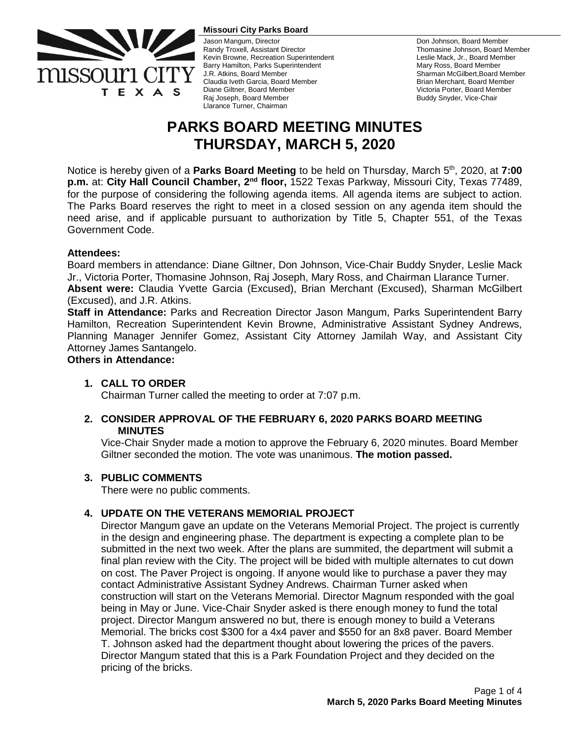**Missouri City Parks Board**

Jason Mangum, Director
Randy Troxell, Assistant Director
Kevin Browne, Recreation Superintendent
Barry Hamilton, Parks Superintendent
J.R. Atkins, Board Member
Claudia Iveth Garcia, Board Member
Diane Giltner, Board Member
Raj Joseph, Board Member
Llarance Turner, Chairman

Don Johnson, Board Member
Thomasine Johnson, Board Member
Leslie Mack, Jr., Board Member
Mary Ross, Board Member
Sharman McGilbert,Board Member
Brian Merchant, Board Member
Victoria Porter, Board Member
Buddy Snyder, Vice-Chair

# PARKS BOARD MEETING MINUTES
# THURSDAY, MARCH 5, 2020

Notice is hereby given of a **Parks Board Meeting** to be held on Thursday, March 5th, 2020, at **7:00 p.m.** at: **City Hall Council Chamber, 2nd floor,** 1522 Texas Parkway, Missouri City, Texas 77489, for the purpose of considering the following agenda items. All agenda items are subject to action. The Parks Board reserves the right to meet in a closed session on any agenda item should the need arise, and if applicable pursuant to authorization by Title 5, Chapter 551, of the Texas Government Code.

**Attendees:**
Board members in attendance: Diane Giltner, Don Johnson, Vice-Chair Buddy Snyder, Leslie Mack Jr., Victoria Porter, Thomasine Johnson, Raj Joseph, Mary Ross, and Chairman Llarance Turner.
**Absent were:** Claudia Yvette Garcia (Excused), Brian Merchant (Excused), Sharman McGilbert (Excused), and J.R. Atkins.
**Staff in Attendance:** Parks and Recreation Director Jason Mangum, Parks Superintendent Barry Hamilton, Recreation Superintendent Kevin Browne, Administrative Assistant Sydney Andrews, Planning Manager Jennifer Gomez, Assistant City Attorney Jamilah Way, and Assistant City Attorney James Santangelo.
**Others in Attendance:**

1. **CALL TO ORDER**
   Chairman Turner called the meeting to order at 7:07 p.m.

2. **CONSIDER APPROVAL OF THE FEBRUARY 6, 2020 PARKS BOARD MEETING MINUTES**
   Vice-Chair Snyder made a motion to approve the February 6, 2020 minutes. Board Member Giltner seconded the motion. The vote was unanimous. **The motion passed.**

3. **PUBLIC COMMENTS**
   There were no public comments.

4. **UPDATE ON THE VETERANS MEMORIAL PROJECT**
   Director Mangum gave an update on the Veterans Memorial Project. The project is currently in the design and engineering phase. The department is expecting a complete plan to be submitted in the next two week. After the plans are summited, the department will submit a final plan review with the City. The project will be bided with multiple alternates to cut down on cost. The Paver Project is ongoing. If anyone would like to purchase a paver they may contact Administrative Assistant Sydney Andrews. Chairman Turner asked when construction will start on the Veterans Memorial. Director Magnum responded with the goal being in May or June. Vice-Chair Snyder asked is there enough money to fund the total project. Director Mangum answered no but, there is enough money to build a Veterans Memorial. The bricks cost $300 for a 4x4 paver and $550 for an 8x8 paver. Board Member T. Johnson asked had the department thought about lowering the prices of the pavers. Director Mangum stated that this is a Park Foundation Project and they decided on the pricing of the bricks.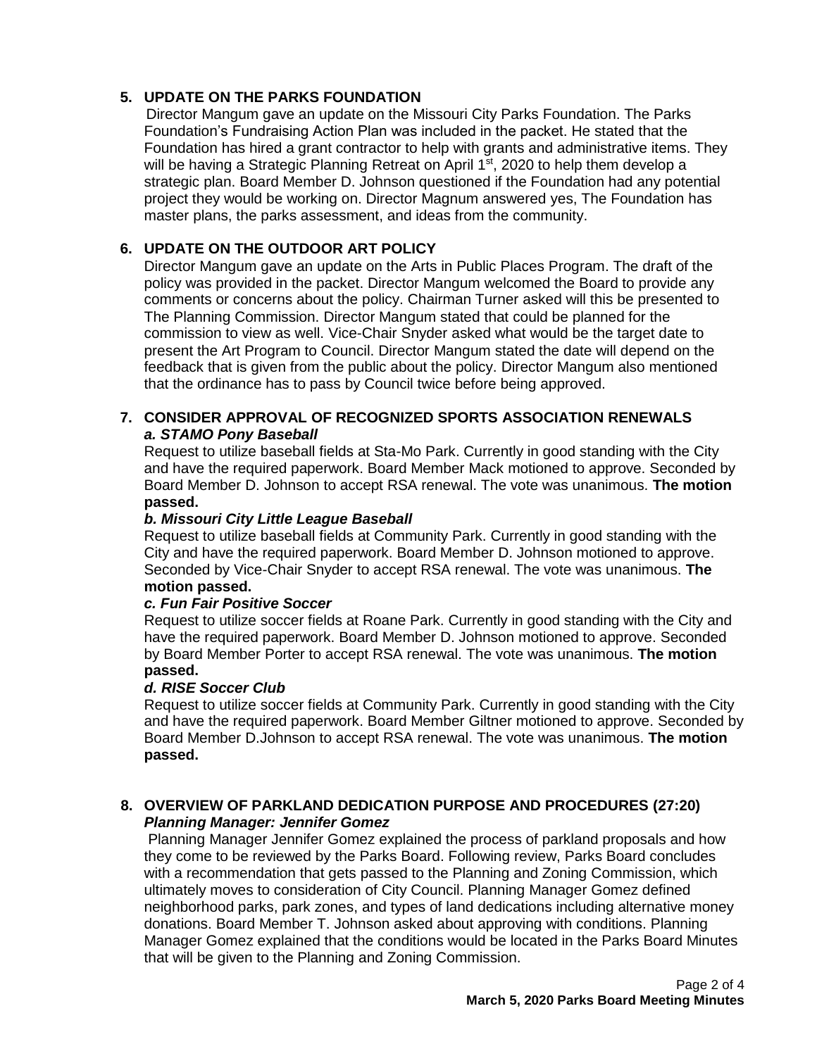## 5. UPDATE ON THE PARKS FOUNDATION

Director Mangum gave an update on the Missouri City Parks Foundation. The Parks Foundation's Fundraising Action Plan was included in the packet. He stated that the Foundation has hired a grant contractor to help with grants and administrative items. They will be having a Strategic Planning Retreat on April 1st, 2020 to help them develop a strategic plan. Board Member D. Johnson questioned if the Foundation had any potential project they would be working on. Director Magnum answered yes, The Foundation has master plans, the parks assessment, and ideas from the community.

## 6. UPDATE ON THE OUTDOOR ART POLICY

Director Mangum gave an update on the Arts in Public Places Program. The draft of the policy was provided in the packet. Director Mangum welcomed the Board to provide any comments or concerns about the policy. Chairman Turner asked will this be presented to The Planning Commission. Director Mangum stated that could be planned for the commission to view as well. Vice-Chair Snyder asked what would be the target date to present the Art Program to Council. Director Mangum stated the date will depend on the feedback that is given from the public about the policy. Director Mangum also mentioned that the ordinance has to pass by Council twice before being approved.

## 7. CONSIDER APPROVAL OF RECOGNIZED SPORTS ASSOCIATION RENEWALS

### *a. STAMO Pony Baseball*

Request to utilize baseball fields at Sta-Mo Park. Currently in good standing with the City and have the required paperwork. Board Member Mack motioned to approve. Seconded by Board Member D. Johnson to accept RSA renewal. The vote was unanimous. **The motion passed.**

### *b. Missouri City Little League Baseball*

Request to utilize baseball fields at Community Park. Currently in good standing with the City and have the required paperwork. Board Member D. Johnson motioned to approve. Seconded by Vice-Chair Snyder to accept RSA renewal. The vote was unanimous. **The motion passed.**

### *c. Fun Fair Positive Soccer*

Request to utilize soccer fields at Roane Park. Currently in good standing with the City and have the required paperwork. Board Member D. Johnson motioned to approve. Seconded by Board Member Porter to accept RSA renewal. The vote was unanimous. **The motion passed.**

### *d. RISE Soccer Club*

Request to utilize soccer fields at Community Park. Currently in good standing with the City and have the required paperwork. Board Member Giltner motioned to approve. Seconded by Board Member D.Johnson to accept RSA renewal. The vote was unanimous. **The motion passed.**

## 8. OVERVIEW OF PARKLAND DEDICATION PURPOSE AND PROCEDURES (27:20)

### *Planning Manager: Jennifer Gomez*

Planning Manager Jennifer Gomez explained the process of parkland proposals and how they come to be reviewed by the Parks Board. Following review, Parks Board concludes with a recommendation that gets passed to the Planning and Zoning Commission, which ultimately moves to consideration of City Council. Planning Manager Gomez defined neighborhood parks, park zones, and types of land dedications including alternative money donations. Board Member T. Johnson asked about approving with conditions. Planning Manager Gomez explained that the conditions would be located in the Parks Board Minutes that will be given to the Planning and Zoning Commission.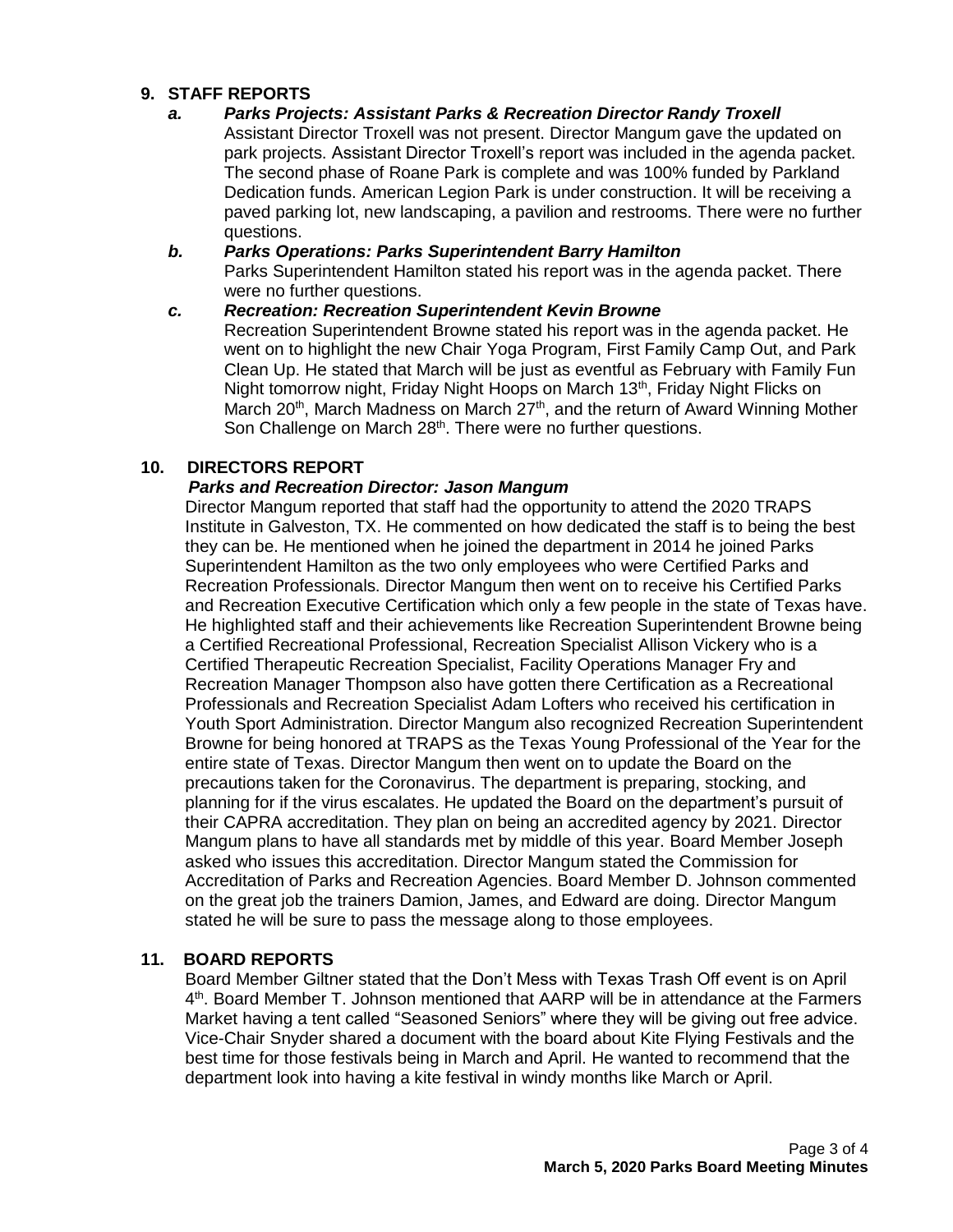## 9. STAFF REPORTS

### *a. Parks Projects: Assistant Parks & Recreation Director Randy Troxell*

Assistant Director Troxell was not present. Director Mangum gave the updated on park projects. Assistant Director Troxell's report was included in the agenda packet. The second phase of Roane Park is complete and was 100% funded by Parkland Dedication funds. American Legion Park is under construction. It will be receiving a paved parking lot, new landscaping, a pavilion and restrooms. There were no further questions.

### *b. Parks Operations: Parks Superintendent Barry Hamilton*

Parks Superintendent Hamilton stated his report was in the agenda packet. There were no further questions.

### *c. Recreation: Recreation Superintendent Kevin Browne*

Recreation Superintendent Browne stated his report was in the agenda packet. He went on to highlight the new Chair Yoga Program, First Family Camp Out, and Park Clean Up. He stated that March will be just as eventful as February with Family Fun Night tomorrow night, Friday Night Hoops on March 13th, Friday Night Flicks on March 20th, March Madness on March 27th, and the return of Award Winning Mother Son Challenge on March 28th. There were no further questions.

## 10. DIRECTORS REPORT

### *Parks and Recreation Director: Jason Mangum*

Director Mangum reported that staff had the opportunity to attend the 2020 TRAPS Institute in Galveston, TX. He commented on how dedicated the staff is to being the best they can be. He mentioned when he joined the department in 2014 he joined Parks Superintendent Hamilton as the two only employees who were Certified Parks and Recreation Professionals. Director Mangum then went on to receive his Certified Parks and Recreation Executive Certification which only a few people in the state of Texas have. He highlighted staff and their achievements like Recreation Superintendent Browne being a Certified Recreational Professional, Recreation Specialist Allison Vickery who is a Certified Therapeutic Recreation Specialist, Facility Operations Manager Fry and Recreation Manager Thompson also have gotten there Certification as a Recreational Professionals and Recreation Specialist Adam Lofters who received his certification in Youth Sport Administration. Director Mangum also recognized Recreation Superintendent Browne for being honored at TRAPS as the Texas Young Professional of the Year for the entire state of Texas. Director Mangum then went on to update the Board on the precautions taken for the Coronavirus. The department is preparing, stocking, and planning for if the virus escalates. He updated the Board on the department's pursuit of their CAPRA accreditation. They plan on being an accredited agency by 2021. Director Mangum plans to have all standards met by middle of this year. Board Member Joseph asked who issues this accreditation. Director Mangum stated the Commission for Accreditation of Parks and Recreation Agencies. Board Member D. Johnson commented on the great job the trainers Damion, James, and Edward are doing. Director Mangum stated he will be sure to pass the message along to those employees.

## 11. BOARD REPORTS

Board Member Giltner stated that the Don't Mess with Texas Trash Off event is on April 4th. Board Member T. Johnson mentioned that AARP will be in attendance at the Farmers Market having a tent called "Seasoned Seniors" where they will be giving out free advice. Vice-Chair Snyder shared a document with the board about Kite Flying Festivals and the best time for those festivals being in March and April. He wanted to recommend that the department look into having a kite festival in windy months like March or April.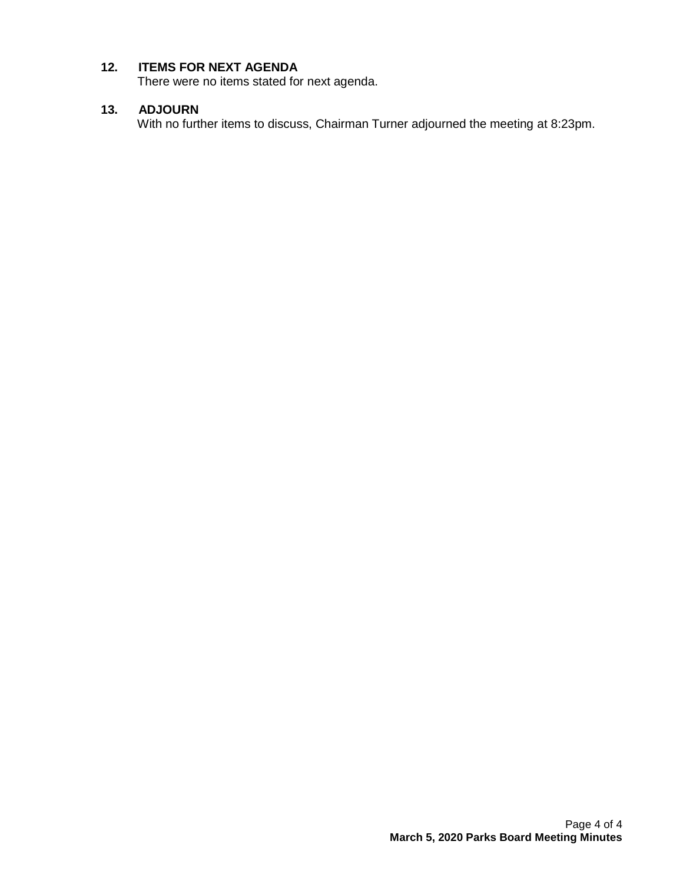## 12. ITEMS FOR NEXT AGENDA

There were no items stated for next agenda.

## 13. ADJOURN

With no further items to discuss, Chairman Turner adjourned the meeting at 8:23pm.